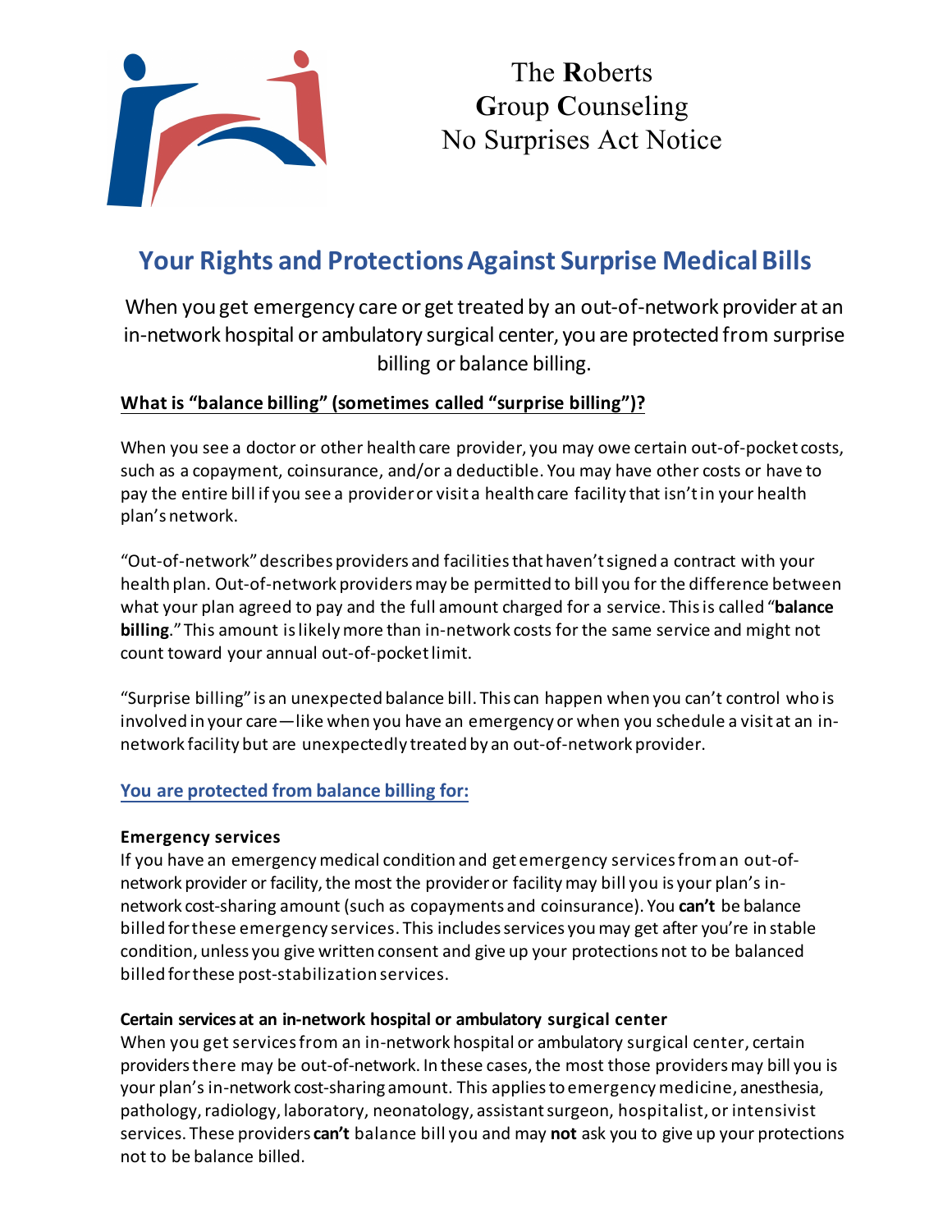The **R**oberts
**G**roup **C**ounseling
No Surprises Act Notice

# Your Rights and Protections Against Surprise Medical Bills

When you get emergency care or get treated by an out-of-network provider at an in-network hospital or ambulatory surgical center, you are protected from surprise billing or balance billing.

## What is "balance billing" (sometimes called "surprise billing")?

When you see a doctor or other health care provider, you may owe certain out-of-pocket costs, such as a copayment, coinsurance, and/or a deductible. You may have other costs or have to pay the entire bill if you see a provider or visit a health care facility that isn't in your health plan's network.

"Out-of-network" describes providers and facilities that haven't signed a contract with your health plan. Out-of-network providers may be permitted to bill you for the difference between what your plan agreed to pay and the full amount charged for a service. This is called "**balance billing**." This amount is likely more than in-network costs for the same service and might not count toward your annual out-of-pocket limit.

"Surprise billing" is an unexpected balance bill. This can happen when you can't control who is involved in your care—like when you have an emergency or when you schedule a visit at an in-network facility but are unexpectedly treated by an out-of-network provider.

## You are protected from balance billing for:

### Emergency services

If you have an emergency medical condition and get emergency services from an out-of-network provider or facility, the most the provider or facility may bill you is your plan's in-network cost-sharing amount (such as copayments and coinsurance). You **can't** be balance billed for these emergency services. This includes services you may get after you're in stable condition, unless you give written consent and give up your protections not to be balanced billed for these post-stabilization services.

### Certain services at an in-network hospital or ambulatory surgical center

When you get services from an in-network hospital or ambulatory surgical center, certain providers there may be out-of-network. In these cases, the most those providers may bill you is your plan's in-network cost-sharing amount. This applies to emergency medicine, anesthesia, pathology, radiology, laboratory, neonatology, assistant surgeon, hospitalist, or intensivist services. These providers **can't** balance bill you and may **not** ask you to give up your protections not to be balance billed.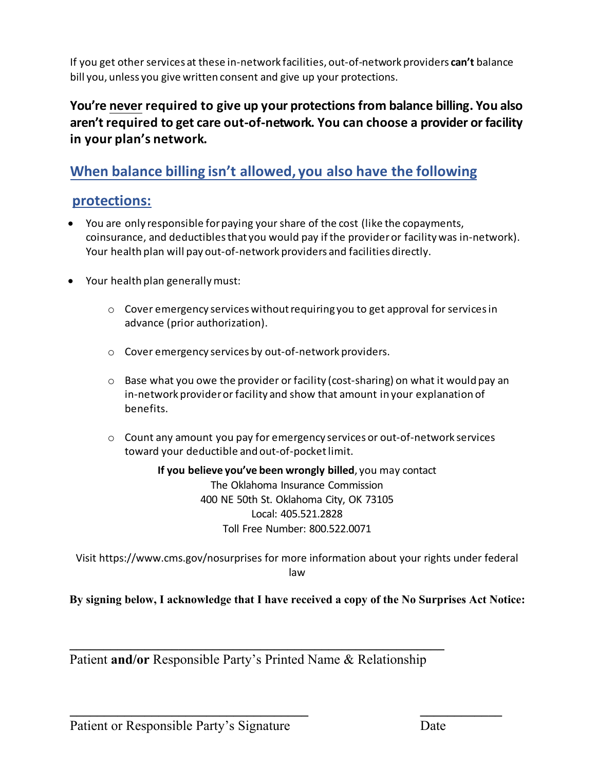If you get other services at these in-network facilities, out-of-network providers **can't** balance bill you, unless you give written consent and give up your protections.

**You're never required to give up your protections from balance billing. You also aren't required to get care out-of-network. You can choose a provider or facility in your plan's network.**

## When balance billing isn't allowed, you also have the following protections:

- You are only responsible for paying your share of the cost (like the copayments, coinsurance, and deductibles that you would pay if the provider or facility was in-network). Your health plan will pay out-of-network providers and facilities directly.
- Your health plan generally must:
  - Cover emergency services without requiring you to get approval for services in advance (prior authorization).
  - Cover emergency services by out-of-network providers.
  - Base what you owe the provider or facility (cost-sharing) on what it would pay an in-network provider or facility and show that amount in your explanation of benefits.
  - Count any amount you pay for emergency services or out-of-network services toward your deductible and out-of-pocket limit.

**If you believe you've been wrongly billed**, you may contact
The Oklahoma Insurance Commission
400 NE 50th St. Oklahoma City, OK 73105
Local: 405.521.2828
Toll Free Number: 800.522.0071

Visit https://www.cms.gov/nosurprises for more information about your rights under federal law

**By signing below, I acknowledge that I have received a copy of the No Surprises Act Notice:**

\_\_\_\_\_\_\_\_\_\_\_\_\_\_\_\_\_\_\_\_\_\_\_\_\_\_\_\_\_\_\_\_\_\_\_\_\_\_\_\_\_\_\_\_\_\_\_\_
Patient **and/or** Responsible Party's Printed Name & Relationship

\_\_\_\_\_\_\_\_\_\_\_\_\_\_\_\_\_\_\_\_\_\_\_\_\_\_\_\_\_\_\_\_ \_\_\_\_\_\_\_\_\_\_\_\_
Patient or Responsible Party's Signature Date